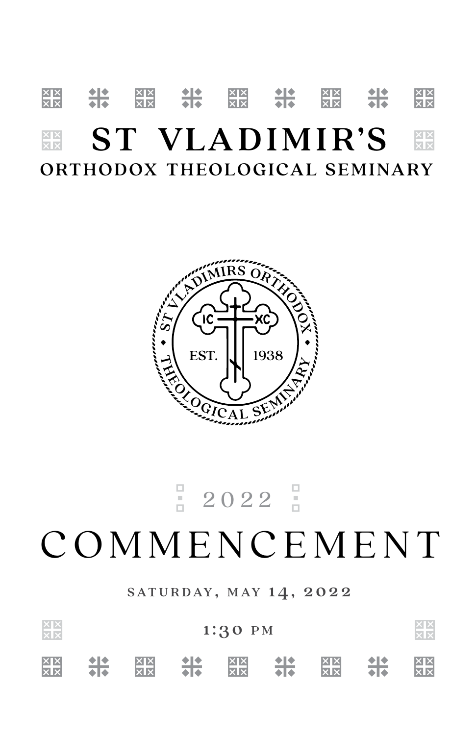# ST VLADIMIR'S

## ORTHODOX THEOLOGICAL SEMINARY

ST VLADIMIRS ORTHODOX THEOLOGICAL SEMINARY

IC XC

EST. 1938

2022

# COMMENCEMENT

SATURDAY, MAY 14, 2022

1:30 PM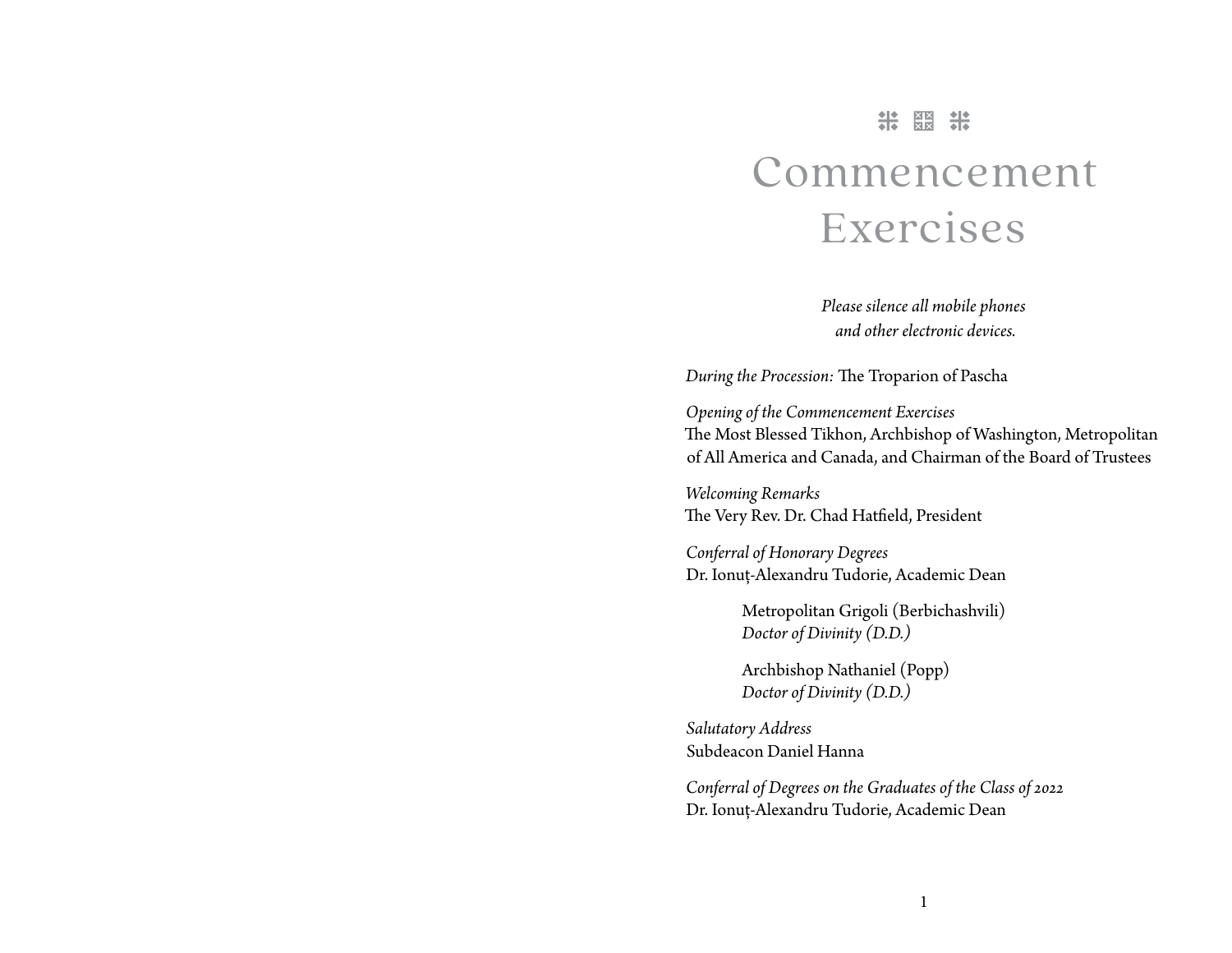# Commencement Exercises

*Please silence all mobile phones and other electronic devices.*

*During the Procession:* The Troparion of Pascha

*Opening of the Commencement Exercises*
The Most Blessed Tikhon, Archbishop of Washington, Metropolitan of All America and Canada, and Chairman of the Board of Trustees

*Welcoming Remarks*
The Very Rev. Dr. Chad Hatfield, President

*Conferral of Honorary Degrees*
Dr. Ionuț-Alexandru Tudorie, Academic Dean

> Metropolitan Grigoli (Berbichashvili)
> *Doctor of Divinity (D.D.)*
>
> Archbishop Nathaniel (Popp)
> *Doctor of Divinity (D.D.)*

*Salutatory Address*
Subdeacon Daniel Hanna

*Conferral of Degrees on the Graduates of the Class of 2022*
Dr. Ionuț-Alexandru Tudorie, Academic Dean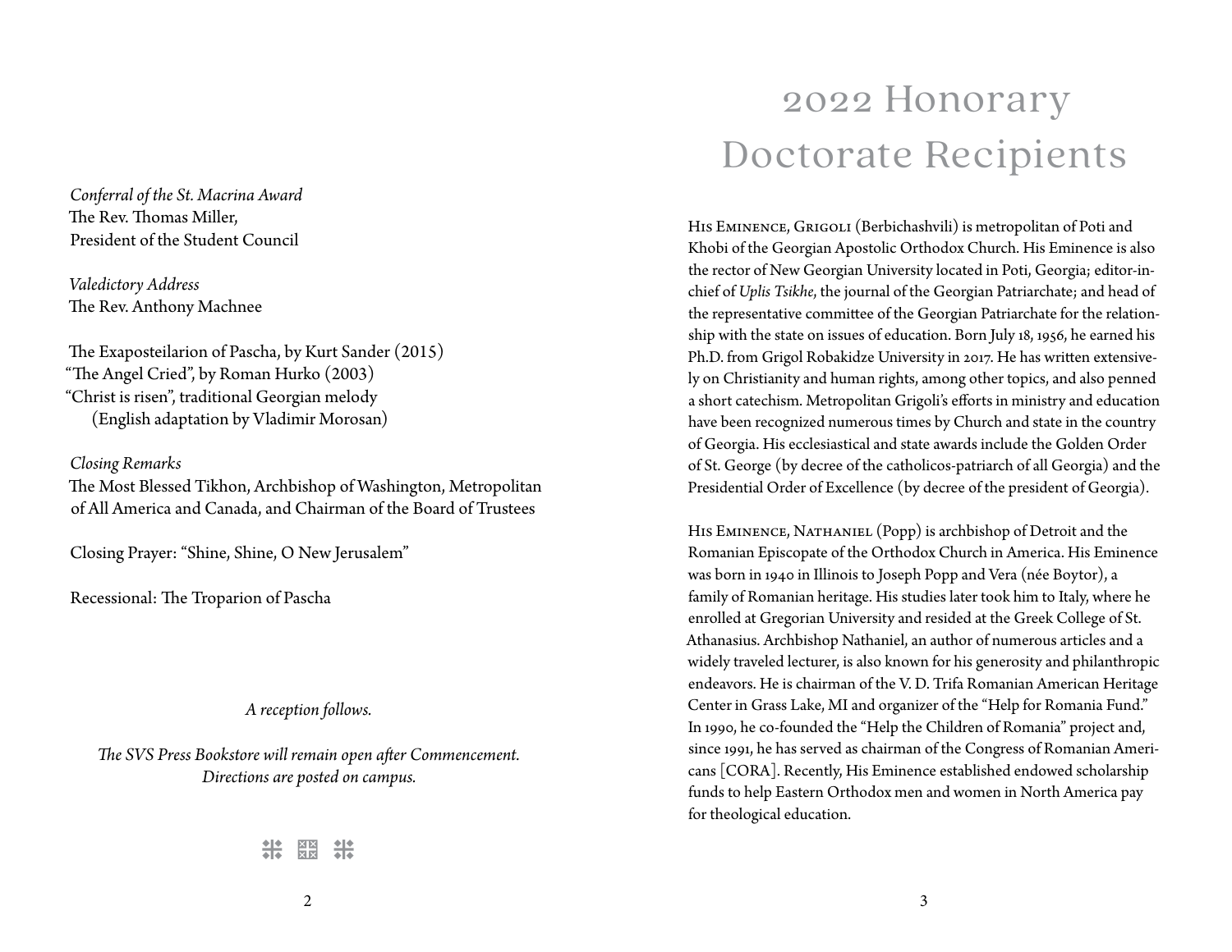*Conferral of the St. Macrina Award*
The Rev. Thomas Miller,
President of the Student Council

*Valedictory Address*
The Rev. Anthony Machnee

The Exaposteilarion of Pascha, by Kurt Sander (2015)
"The Angel Cried", by Roman Hurko (2003)
"Christ is risen", traditional Georgian melody
(English adaptation by Vladimir Morosan)

*Closing Remarks*
The Most Blessed Tikhon, Archbishop of Washington, Metropolitan of All America and Canada, and Chairman of the Board of Trustees

Closing Prayer: "Shine, Shine, O New Jerusalem"

Recessional: The Troparion of Pascha

*A reception follows.*

*The SVS Press Bookstore will remain open after Commencement. Directions are posted on campus.*

# 2022 Honorary Doctorate Recipients

His Eminence, Grigoli (Berbichashvili) is metropolitan of Poti and Khobi of the Georgian Apostolic Orthodox Church. His Eminence is also the rector of New Georgian University located in Poti, Georgia; editor-in-chief of *Uplis Tsikhe*, the journal of the Georgian Patriarchate; and head of the representative committee of the Georgian Patriarchate for the relationship with the state on issues of education. Born July 18, 1956, he earned his Ph.D. from Grigol Robakidze University in 2017. He has written extensively on Christianity and human rights, among other topics, and also penned a short catechism. Metropolitan Grigoli's efforts in ministry and education have been recognized numerous times by Church and state in the country of Georgia. His ecclesiastical and state awards include the Golden Order of St. George (by decree of the catholicos-patriarch of all Georgia) and the Presidential Order of Excellence (by decree of the president of Georgia).

His Eminence, Nathaniel (Popp) is archbishop of Detroit and the Romanian Episcopate of the Orthodox Church in America. His Eminence was born in 1940 in Illinois to Joseph Popp and Vera (née Boytor), a family of Romanian heritage. His studies later took him to Italy, where he enrolled at Gregorian University and resided at the Greek College of St. Athanasius. Archbishop Nathaniel, an author of numerous articles and a widely traveled lecturer, is also known for his generosity and philanthropic endeavors. He is chairman of the V. D. Trifa Romanian American Heritage Center in Grass Lake, MI and organizer of the "Help for Romania Fund." In 1990, he co-founded the "Help the Children of Romania" project and, since 1991, he has served as chairman of the Congress of Romanian Americans [CORA]. Recently, His Eminence established endowed scholarship funds to help Eastern Orthodox men and women in North America pay for theological education.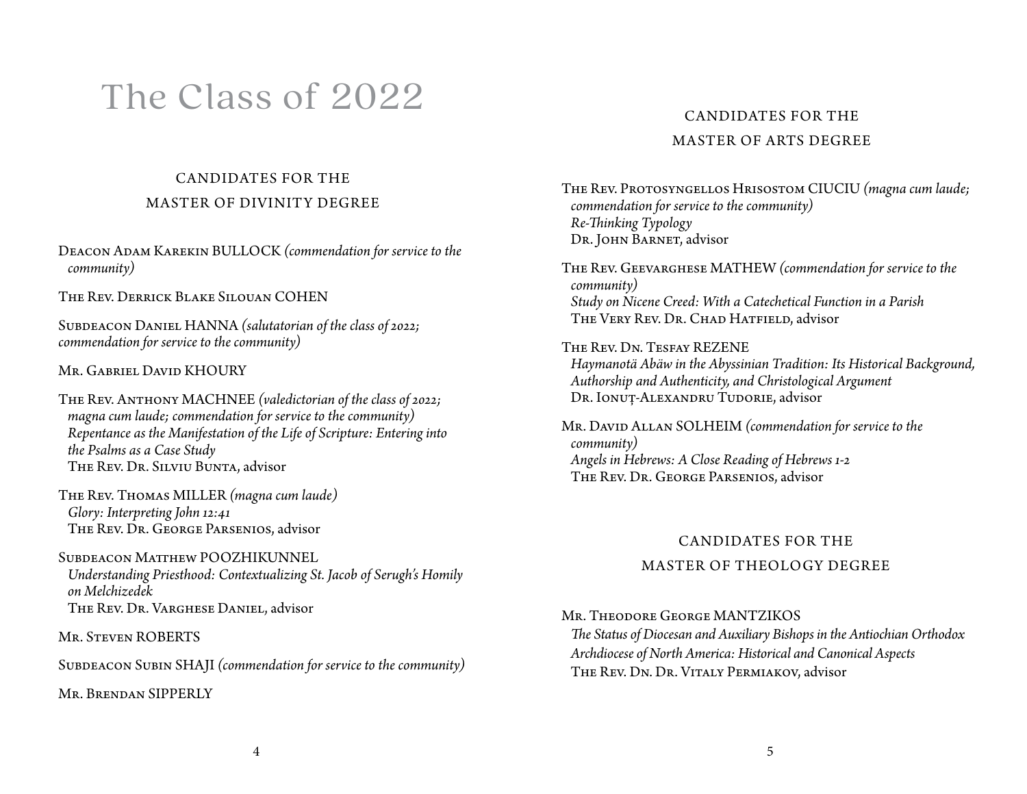# The Class of 2022

## CANDIDATES FOR THE MASTER OF DIVINITY DEGREE

Deacon Adam Karekin BULLOCK *(commendation for service to the community)*

The Rev. Derrick Blake Silouan COHEN

Subdeacon Daniel HANNA *(salutatorian of the class of 2022; commendation for service to the community)*

Mr. Gabriel David KHOURY

The Rev. Anthony MACHNEE *(valedictorian of the class of 2022; magna cum laude; commendation for service to the community)*
*Repentance as the Manifestation of the Life of Scripture: Entering into the Psalms as a Case Study*
The Rev. Dr. Silviu Bunta, advisor

The Rev. Thomas MILLER *(magna cum laude)*
*Glory: Interpreting John 12:41*
The Rev. Dr. George Parsenios, advisor

Subdeacon Matthew POOZHIKUNNEL
*Understanding Priesthood: Contextualizing St. Jacob of Serugh's Homily on Melchizedek*
The Rev. Dr. Varghese Daniel, advisor

Mr. Steven ROBERTS

Subdeacon Subin SHAJI *(commendation for service to the community)*

Mr. Brendan SIPPERLY

## CANDIDATES FOR THE MASTER OF ARTS DEGREE

The Rev. Protosyngellos Hrisostom CIUCIU *(magna cum laude; commendation for service to the community)*
*Re-Thinking Typology*
Dr. John Barnet, advisor

The Rev. Geevarghese MATHEW *(commendation for service to the community)*
*Study on Nicene Creed: With a Catechetical Function in a Parish*
The Very Rev. Dr. Chad Hatfield, advisor

The Rev. Dn. Tesfay REZENE
*Haymanotä Abäw in the Abyssinian Tradition: Its Historical Background, Authorship and Authenticity, and Christological Argument*
Dr. Ionuț-Alexandru Tudorie, advisor

Mr. David Allan SOLHEIM *(commendation for service to the community)*
*Angels in Hebrews: A Close Reading of Hebrews 1-2*
The Rev. Dr. George Parsenios, advisor

## CANDIDATES FOR THE MASTER OF THEOLOGY DEGREE

Mr. Theodore George MANTZIKOS
*The Status of Diocesan and Auxiliary Bishops in the Antiochian Orthodox Archdiocese of North America: Historical and Canonical Aspects*
The Rev. Dn. Dr. Vitaly Permiakov, advisor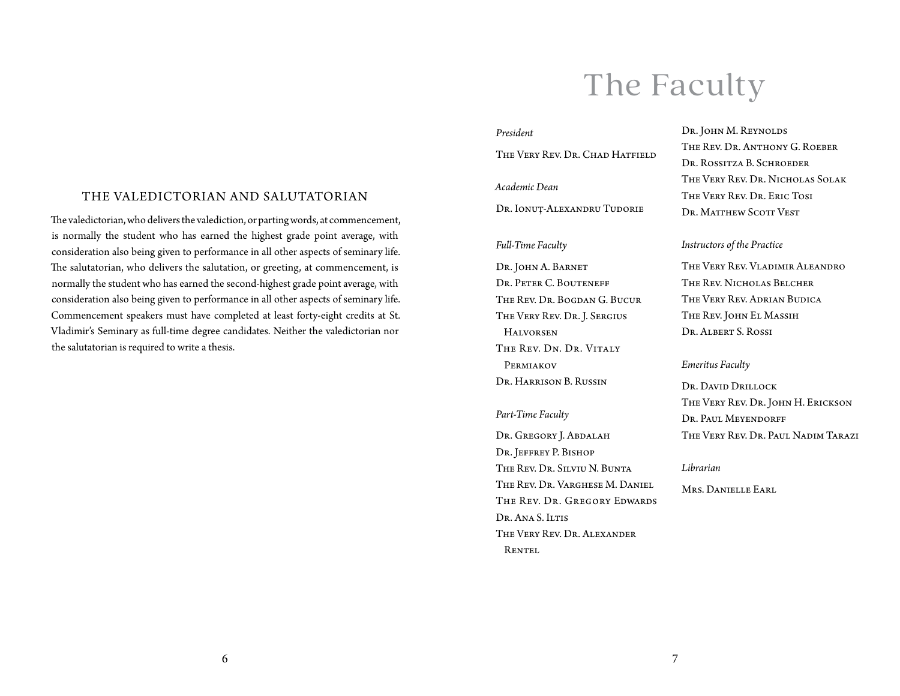## THE VALEDICTORIAN AND SALUTATORIAN

The valedictorian, who delivers the valediction, or parting words, at commencement, is normally the student who has earned the highest grade point average, with consideration also being given to performance in all other aspects of seminary life. The salutatorian, who delivers the salutation, or greeting, at commencement, is normally the student who has earned the second-highest grade point average, with consideration also being given to performance in all other aspects of seminary life. Commencement speakers must have completed at least forty-eight credits at St. Vladimir's Seminary as full-time degree candidates. Neither the valedictorian nor the salutatorian is required to write a thesis.

# The Faculty

*President*

The Very Rev. Dr. Chad Hatfield

*Academic Dean*

Dr. Ionuț-Alexandru Tudorie

*Full-Time Faculty*

Dr. John A. Barnet
Dr. Peter C. Bouteneff
The Rev. Dr. Bogdan G. Bucur
The Very Rev. Dr. J. Sergius Halvorsen
The Rev. Dn. Dr. Vitaly Permiakov
Dr. Harrison B. Russin

*Part-Time Faculty*

Dr. Gregory J. Abdalah
Dr. Jeffrey P. Bishop
The Rev. Dr. Silviu N. Bunta
The Rev. Dr. Varghese M. Daniel
The Rev. Dr. Gregory Edwards
Dr. Ana S. Iltis
The Very Rev. Dr. Alexander Rentel
Dr. John M. Reynolds
The Rev. Dr. Anthony G. Roeber
Dr. Rossitza B. Schroeder
The Very Rev. Dr. Nicholas Solak
The Very Rev. Dr. Eric Tosi
Dr. Matthew Scott Vest

*Instructors of the Practice*

The Very Rev. Vladimir Aleandro
The Rev. Nicholas Belcher
The Very Rev. Adrian Budica
The Rev. John El Massih
Dr. Albert S. Rossi

*Emeritus Faculty*

Dr. David Drillock
The Very Rev. Dr. John H. Erickson
Dr. Paul Meyendorff
The Very Rev. Dr. Paul Nadim Tarazi

*Librarian*

Mrs. Danielle Earl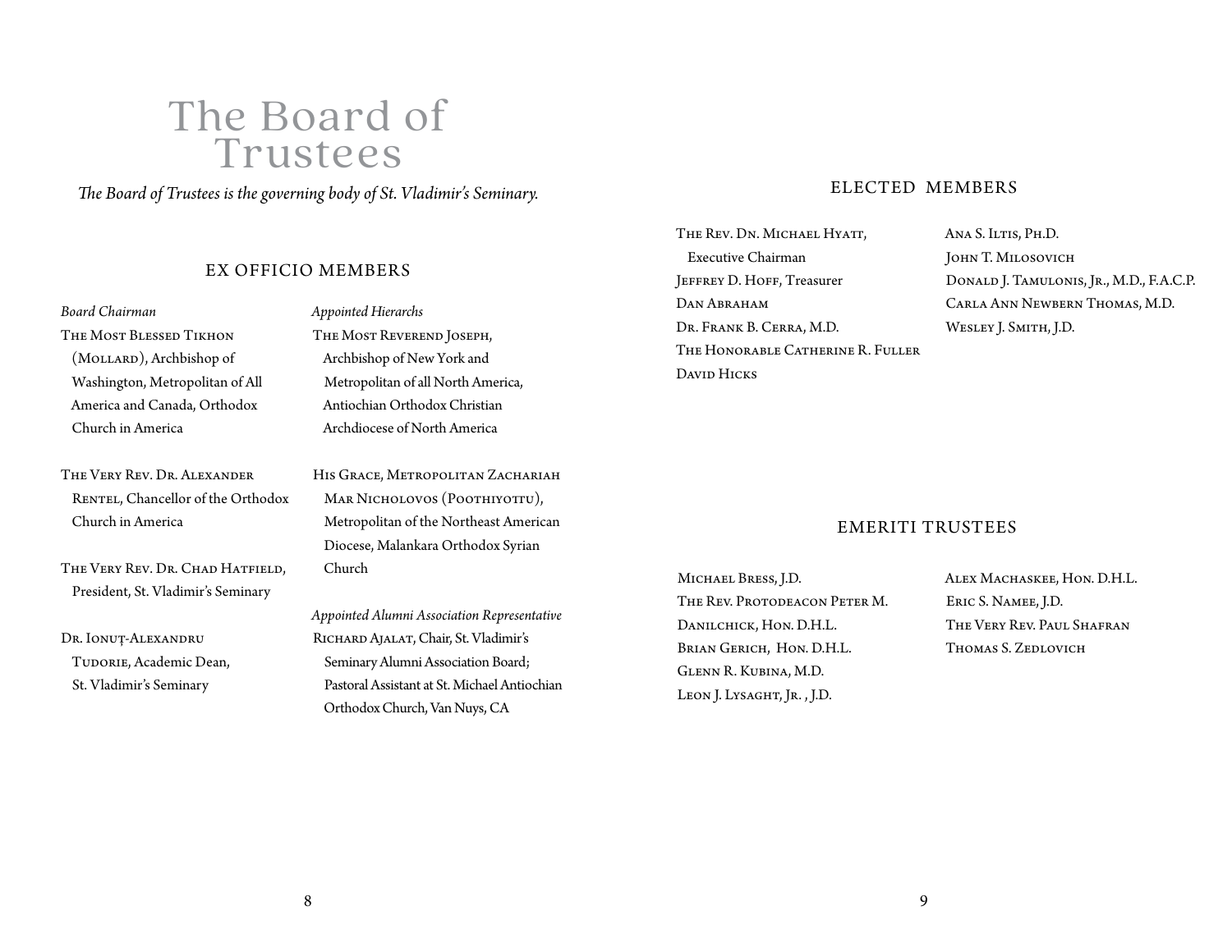# The Board of Trustees

*The Board of Trustees is the governing body of St. Vladimir's Seminary.*

## EX OFFICIO MEMBERS

*Board Chairman*

The Most Blessed Tikhon (Mollard), Archbishop of Washington, Metropolitan of All America and Canada, Orthodox Church in America

The Very Rev. Dr. Alexander Rentel, Chancellor of the Orthodox Church in America

The Very Rev. Dr. Chad Hatfield, President, St. Vladimir's Seminary

Dr. Ionuț-Alexandru Tudorie, Academic Dean, St. Vladimir's Seminary

*Appointed Hierarchs*

The Most Reverend Joseph, Archbishop of New York and Metropolitan of all North America, Antiochian Orthodox Christian Archdiocese of North America

His Grace, Metropolitan Zachariah Mar Nicholovos (Poothiyottu), Metropolitan of the Northeast American Diocese, Malankara Orthodox Syrian Church

*Appointed Alumni Association Representative*

Richard Ajalat, Chair, St. Vladimir's Seminary Alumni Association Board; Pastoral Assistant at St. Michael Antiochian Orthodox Church, Van Nuys, CA

## ELECTED MEMBERS

The Rev. Dn. Michael Hyatt, Executive Chairman
Jeffrey D. Hoff, Treasurer
Dan Abraham
Dr. Frank B. Cerra, M.D.
The Honorable Catherine R. Fuller
David Hicks
Ana S. Iltis, Ph.D.
John T. Milosovich
Donald J. Tamulonis, Jr., M.D., F.A.C.P.
Carla Ann Newbern Thomas, M.D.
Wesley J. Smith, J.D.

## EMERITI TRUSTEES

Michael Bress, J.D.
The Rev. Protodeacon Peter M. Danilchick, Hon. D.H.L.
Brian Gerich, Hon. D.H.L.
Glenn R. Kubina, M.D.
Leon J. Lysaght, Jr. , J.D.
Alex Machaskee, Hon. D.H.L.
Eric S. Namee, J.D.
The Very Rev. Paul Shafran
Thomas S. Zedlovich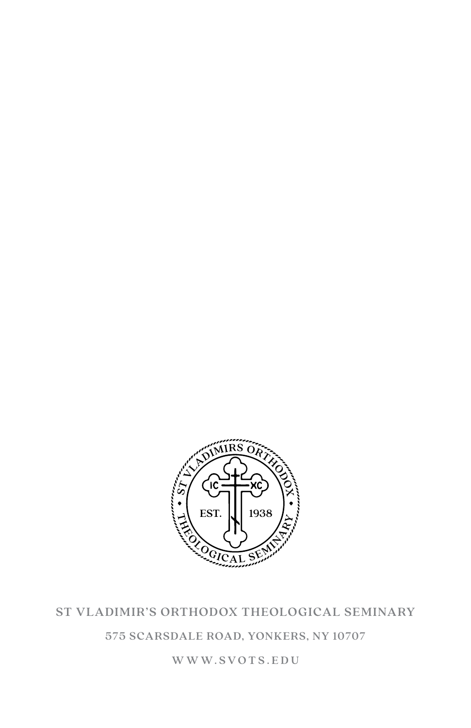ST VLADIMIR'S ORTHODOX THEOLOGICAL SEMINARY

575 SCARSDALE ROAD, YONKERS, NY 10707

WWW.SVOTS.EDU